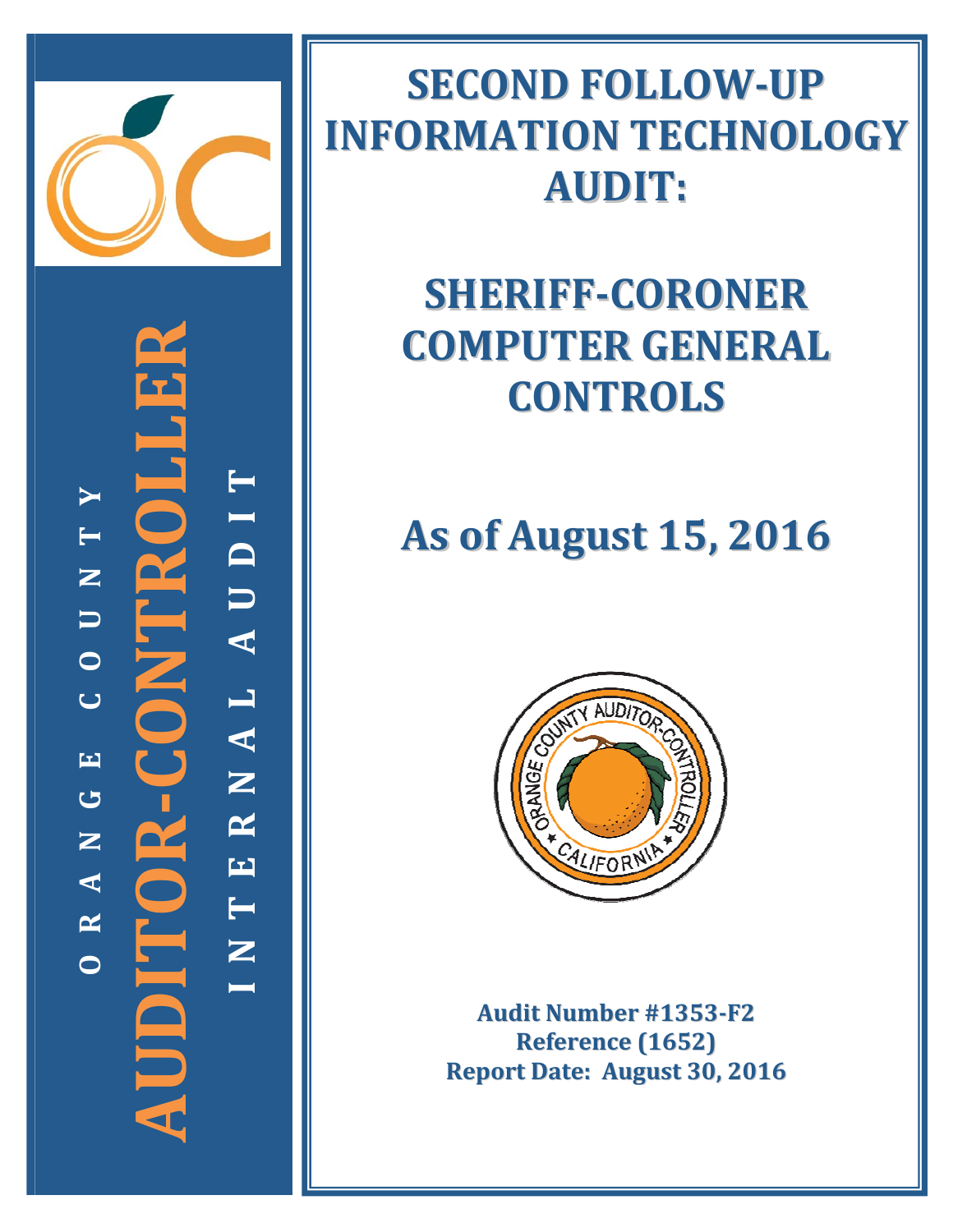ORANGE COUNTY

**AUDITOR-CONTROLLER**

INTERNAL AUDIT

# SECOND FOLLOW-UP INFORMATION TECHNOLOGY AUDIT:

# SHERIFF-CORONER COMPUTER GENERAL CONTROLS

## As of August 15, 2016

**Audit Number #1353-F2**
**Reference (1652)**
**Report Date: August 30, 2016**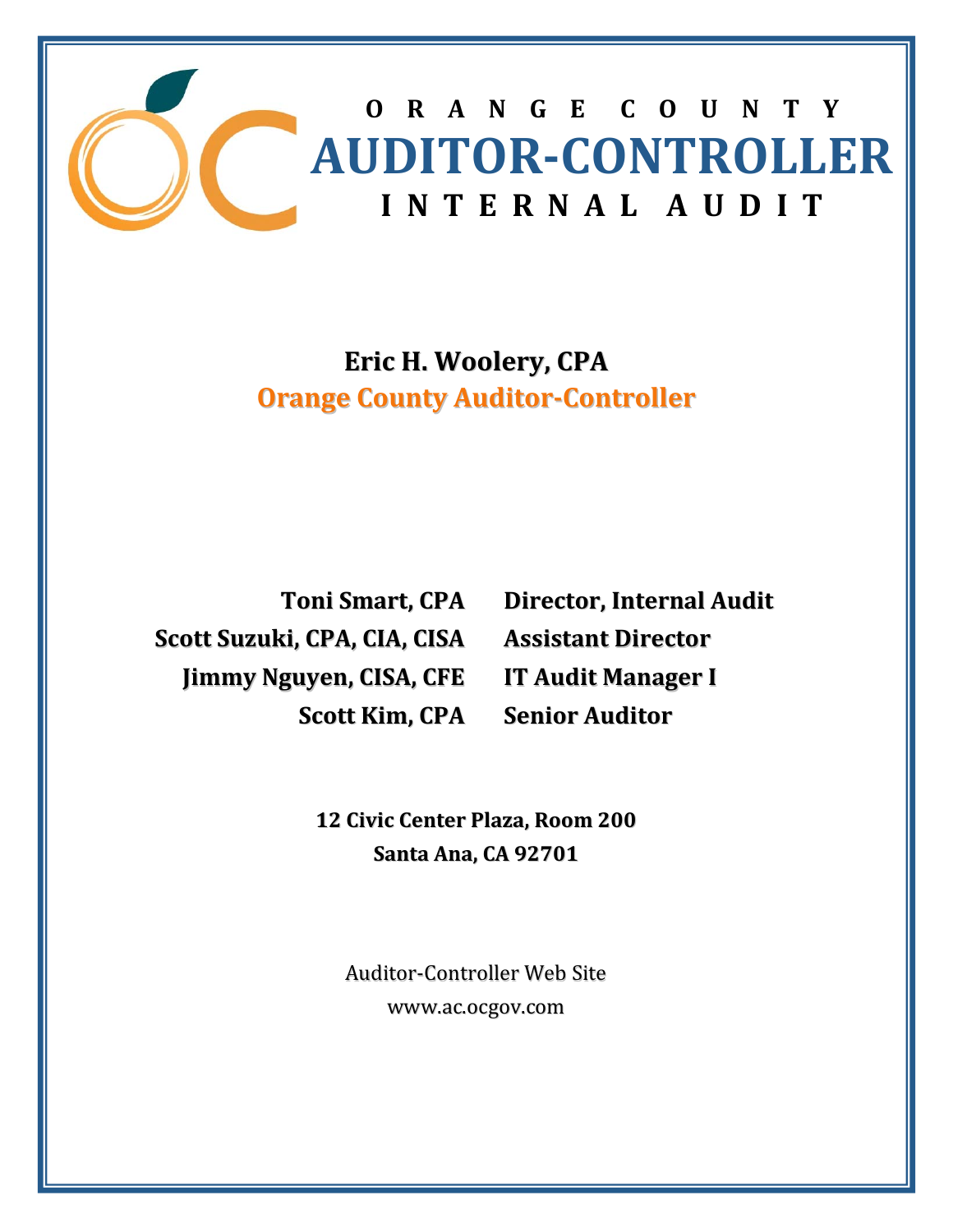# ORANGE COUNTY
# AUDITOR-CONTROLLER
## INTERNAL AUDIT

**Eric H. Woolery, CPA**
**Orange County Auditor-Controller**

| | |
|---|---|
| **Toni Smart, CPA** | **Director, Internal Audit** |
| **Scott Suzuki, CPA, CIA, CISA** | **Assistant Director** |
| **Jimmy Nguyen, CISA, CFE** | **IT Audit Manager I** |
| **Scott Kim, CPA** | **Senior Auditor** |

**12 Civic Center Plaza, Room 200**
**Santa Ana, CA 92701**

Auditor-Controller Web Site
www.ac.ocgov.com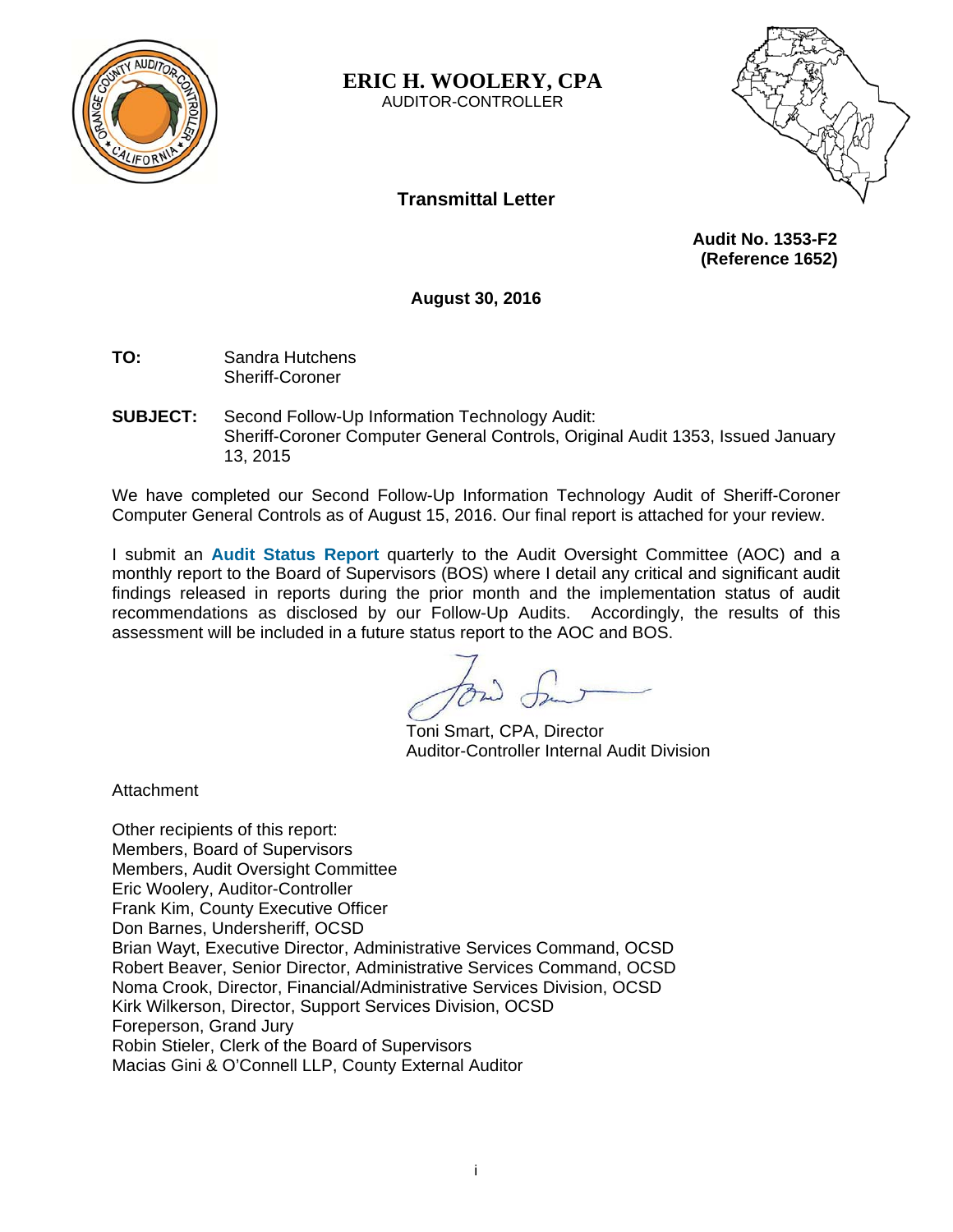**ERIC H. WOOLERY, CPA**
AUDITOR-CONTROLLER

## Transmittal Letter

**Audit No. 1353-F2**
**(Reference 1652)**

**August 30, 2016**

**TO:** Sandra Hutchens
Sheriff-Coroner

**SUBJECT:** Second Follow-Up Information Technology Audit:
Sheriff-Coroner Computer General Controls, Original Audit 1353, Issued January 13, 2015

We have completed our Second Follow-Up Information Technology Audit of Sheriff-Coroner Computer General Controls as of August 15, 2016. Our final report is attached for your review.

I submit an **Audit Status Report** quarterly to the Audit Oversight Committee (AOC) and a monthly report to the Board of Supervisors (BOS) where I detail any critical and significant audit findings released in reports during the prior month and the implementation status of audit recommendations as disclosed by our Follow-Up Audits. Accordingly, the results of this assessment will be included in a future status report to the AOC and BOS.

Toni Smart, CPA, Director
Auditor-Controller Internal Audit Division

Attachment

Other recipients of this report:
Members, Board of Supervisors
Members, Audit Oversight Committee
Eric Woolery, Auditor-Controller
Frank Kim, County Executive Officer
Don Barnes, Undersheriff, OCSD
Brian Wayt, Executive Director, Administrative Services Command, OCSD
Robert Beaver, Senior Director, Administrative Services Command, OCSD
Noma Crook, Director, Financial/Administrative Services Division, OCSD
Kirk Wilkerson, Director, Support Services Division, OCSD
Foreperson, Grand Jury
Robin Stieler, Clerk of the Board of Supervisors
Macias Gini & O'Connell LLP, County External Auditor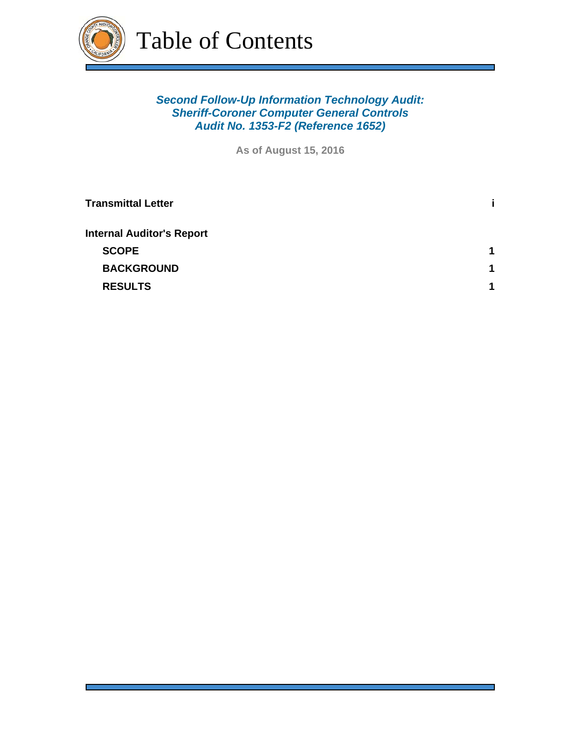# Table of Contents

***Second Follow-Up Information Technology Audit:***
***Sheriff-Coroner Computer General Controls***
***Audit No. 1353-F2 (Reference 1652)***

**As of August 15, 2016**

| | |
|---|---|
| **Transmittal Letter** | **i** |
| **Internal Auditor's Report** | |
| **SCOPE** | **1** |
| **BACKGROUND** | **1** |
| **RESULTS** | **1** |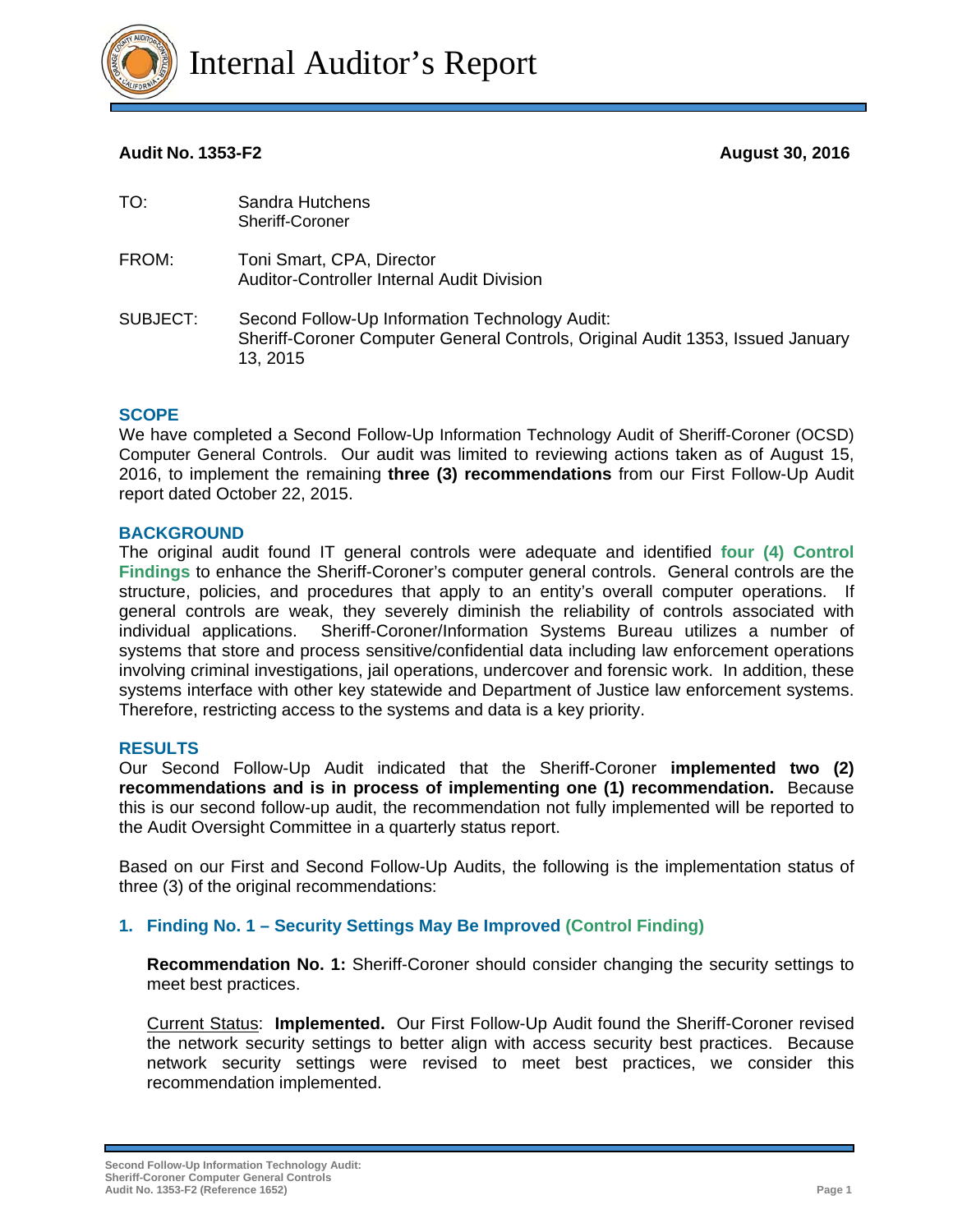# Internal Auditor's Report

**Audit No. 1353-F2** **August 30, 2016**

TO: Sandra Hutchens
Sheriff-Coroner

FROM: Toni Smart, CPA, Director
Auditor-Controller Internal Audit Division

SUBJECT: Second Follow-Up Information Technology Audit:
Sheriff-Coroner Computer General Controls, Original Audit 1353, Issued January 13, 2015

## SCOPE

We have completed a Second Follow-Up Information Technology Audit of Sheriff-Coroner (OCSD) Computer General Controls. Our audit was limited to reviewing actions taken as of August 15, 2016, to implement the remaining **three (3) recommendations** from our First Follow-Up Audit report dated October 22, 2015.

## BACKGROUND

The original audit found IT general controls were adequate and identified **four (4) Control Findings** to enhance the Sheriff-Coroner's computer general controls. General controls are the structure, policies, and procedures that apply to an entity's overall computer operations. If general controls are weak, they severely diminish the reliability of controls associated with individual applications. Sheriff-Coroner/Information Systems Bureau utilizes a number of systems that store and process sensitive/confidential data including law enforcement operations involving criminal investigations, jail operations, undercover and forensic work. In addition, these systems interface with other key statewide and Department of Justice law enforcement systems. Therefore, restricting access to the systems and data is a key priority.

## RESULTS

Our Second Follow-Up Audit indicated that the Sheriff-Coroner **implemented two (2) recommendations and is in process of implementing one (1) recommendation.** Because this is our second follow-up audit, the recommendation not fully implemented will be reported to the Audit Oversight Committee in a quarterly status report.

Based on our First and Second Follow-Up Audits, the following is the implementation status of three (3) of the original recommendations:

### 1. Finding No. 1 – Security Settings May Be Improved (Control Finding)

**Recommendation No. 1:** Sheriff-Coroner should consider changing the security settings to meet best practices.

Current Status: **Implemented.** Our First Follow-Up Audit found the Sheriff-Coroner revised the network security settings to better align with access security best practices. Because network security settings were revised to meet best practices, we consider this recommendation implemented.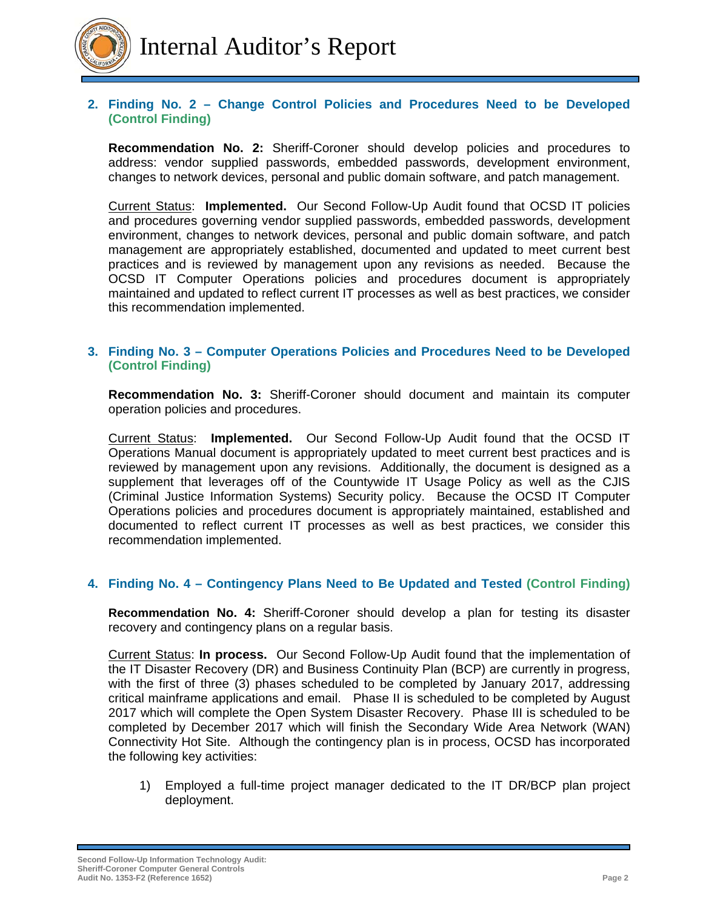2. **Finding No. 2 – Change Control Policies and Procedures Need to be Developed (Control Finding)**

   **Recommendation No. 2:** Sheriff-Coroner should develop policies and procedures to address: vendor supplied passwords, embedded passwords, development environment, changes to network devices, personal and public domain software, and patch management.

   Current Status: **Implemented.** Our Second Follow-Up Audit found that OCSD IT policies and procedures governing vendor supplied passwords, embedded passwords, development environment, changes to network devices, personal and public domain software, and patch management are appropriately established, documented and updated to meet current best practices and is reviewed by management upon any revisions as needed. Because the OCSD IT Computer Operations policies and procedures document is appropriately maintained and updated to reflect current IT processes as well as best practices, we consider this recommendation implemented.

3. **Finding No. 3 – Computer Operations Policies and Procedures Need to be Developed (Control Finding)**

   **Recommendation No. 3:** Sheriff-Coroner should document and maintain its computer operation policies and procedures.

   Current Status: **Implemented.** Our Second Follow-Up Audit found that the OCSD IT Operations Manual document is appropriately updated to meet current best practices and is reviewed by management upon any revisions. Additionally, the document is designed as a supplement that leverages off of the Countywide IT Usage Policy as well as the CJIS (Criminal Justice Information Systems) Security policy. Because the OCSD IT Computer Operations policies and procedures document is appropriately maintained, established and documented to reflect current IT processes as well as best practices, we consider this recommendation implemented.

4. **Finding No. 4 – Contingency Plans Need to Be Updated and Tested (Control Finding)**

   **Recommendation No. 4:** Sheriff-Coroner should develop a plan for testing its disaster recovery and contingency plans on a regular basis.

   Current Status: **In process.** Our Second Follow-Up Audit found that the implementation of the IT Disaster Recovery (DR) and Business Continuity Plan (BCP) are currently in progress, with the first of three (3) phases scheduled to be completed by January 2017, addressing critical mainframe applications and email. Phase II is scheduled to be completed by August 2017 which will complete the Open System Disaster Recovery. Phase III is scheduled to be completed by December 2017 which will finish the Secondary Wide Area Network (WAN) Connectivity Hot Site. Although the contingency plan is in process, OCSD has incorporated the following key activities:

   1) Employed a full-time project manager dedicated to the IT DR/BCP plan project deployment.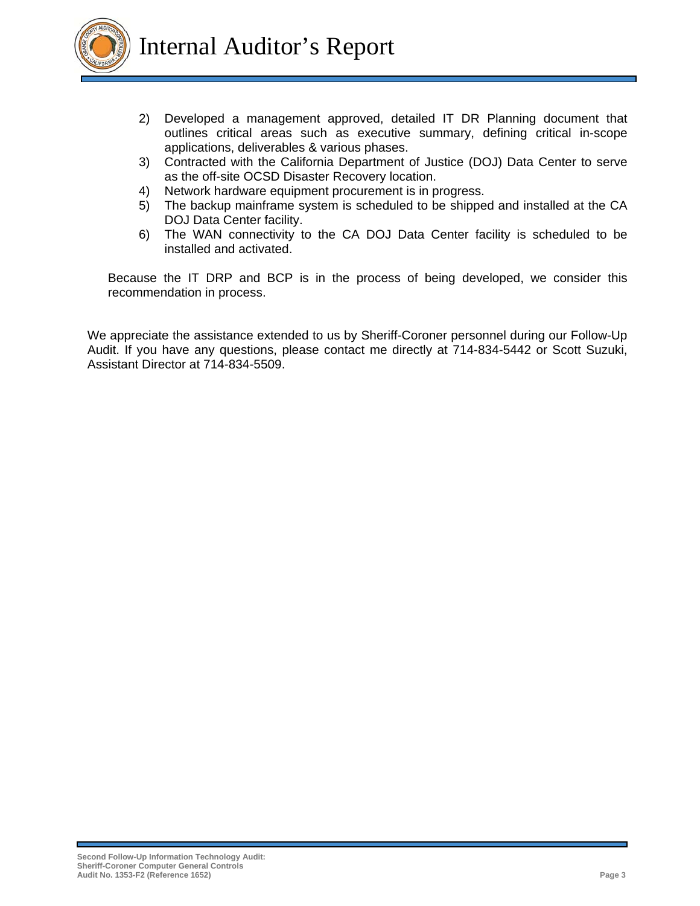2) Developed a management approved, detailed IT DR Planning document that outlines critical areas such as executive summary, defining critical in-scope applications, deliverables & various phases.
3) Contracted with the California Department of Justice (DOJ) Data Center to serve as the off-site OCSD Disaster Recovery location.
4) Network hardware equipment procurement is in progress.
5) The backup mainframe system is scheduled to be shipped and installed at the CA DOJ Data Center facility.
6) The WAN connectivity to the CA DOJ Data Center facility is scheduled to be installed and activated.

Because the IT DRP and BCP is in the process of being developed, we consider this recommendation in process.

We appreciate the assistance extended to us by Sheriff-Coroner personnel during our Follow-Up Audit. If you have any questions, please contact me directly at 714-834-5442 or Scott Suzuki, Assistant Director at 714-834-5509.